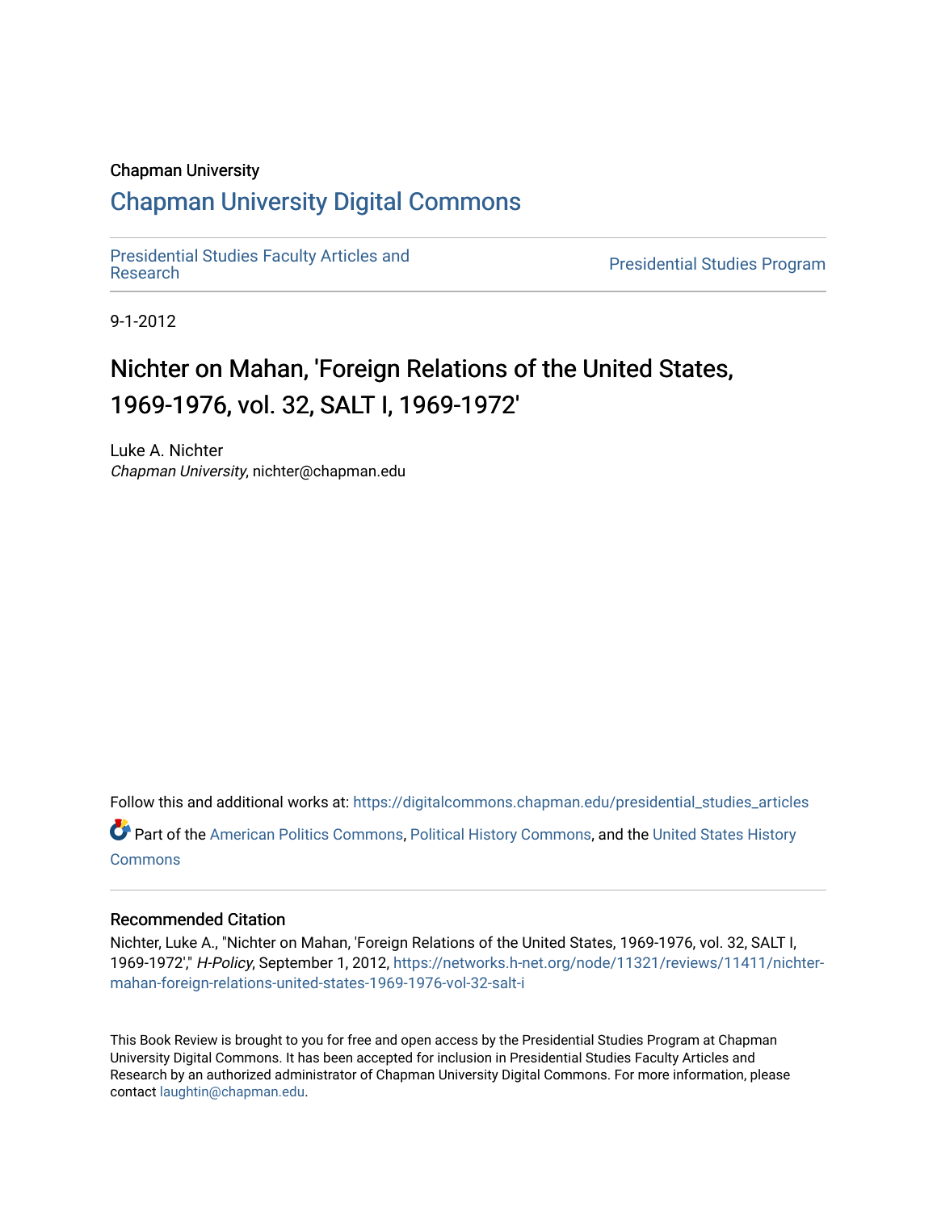Chapman University

## Chapman University Digital Commons

Presidential Studies Faculty Articles and Research

Presidential Studies Program

9-1-2012

# Nichter on Mahan, 'Foreign Relations of the United States, 1969-1976, vol. 32, SALT I, 1969-1972'

Luke A. Nichter
*Chapman University*, nichter@chapman.edu

Follow this and additional works at: https://digitalcommons.chapman.edu/presidential_studies_articles

Part of the American Politics Commons, Political History Commons, and the United States History Commons

### Recommended Citation

Nichter, Luke A., "Nichter on Mahan, 'Foreign Relations of the United States, 1969-1976, vol. 32, SALT I, 1969-1972'," *H-Policy*, September 1, 2012, https://networks.h-net.org/node/11321/reviews/11411/nichter-mahan-foreign-relations-united-states-1969-1976-vol-32-salt-i

This Book Review is brought to you for free and open access by the Presidential Studies Program at Chapman University Digital Commons. It has been accepted for inclusion in Presidential Studies Faculty Articles and Research by an authorized administrator of Chapman University Digital Commons. For more information, please contact laughtin@chapman.edu.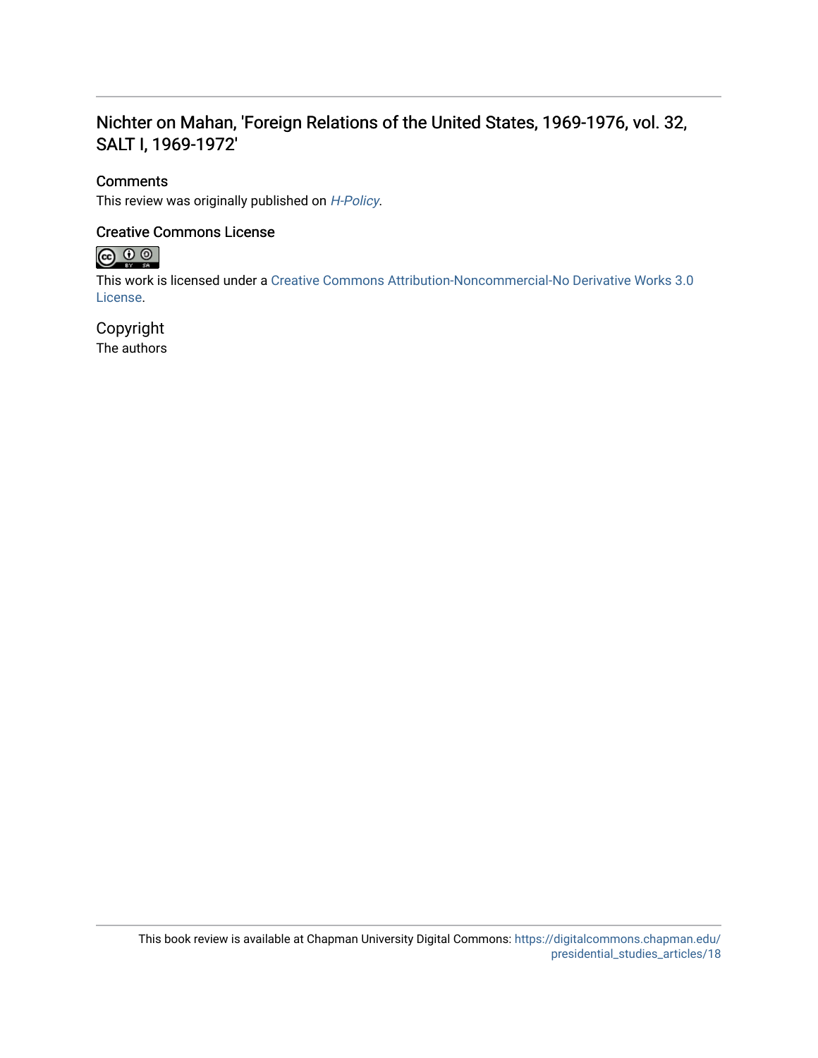## Nichter on Mahan, 'Foreign Relations of the United States, 1969-1976, vol. 32, SALT I, 1969-1972'

### Comments

This review was originally published on *H-Policy*.

### Creative Commons License

This work is licensed under a Creative Commons Attribution-Noncommercial-No Derivative Works 3.0 License.

### Copyright

The authors

This book review is available at Chapman University Digital Commons: https://digitalcommons.chapman.edu/presidential_studies_articles/18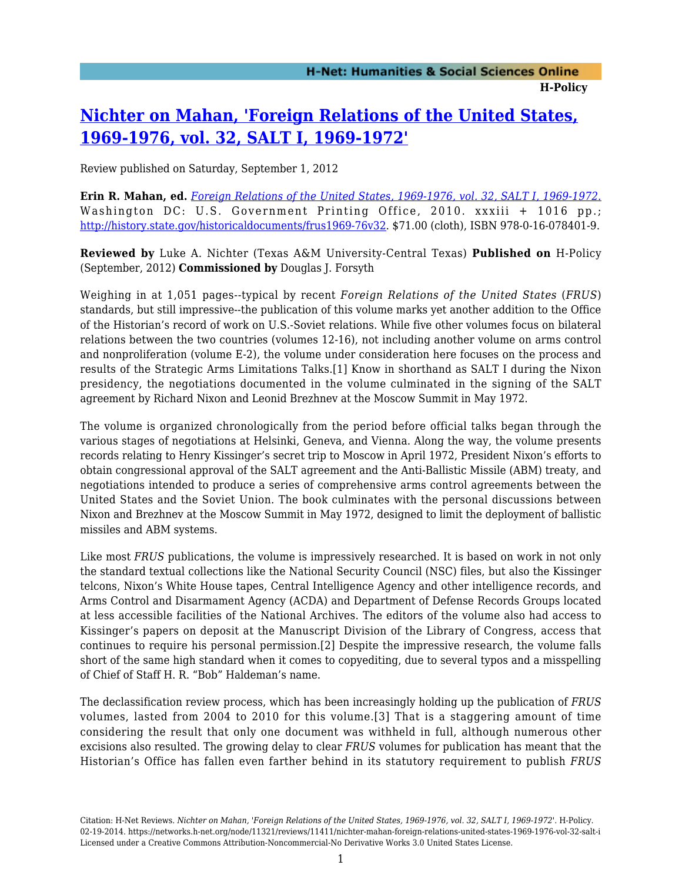# [Nichter on Mahan, 'Foreign Relations of the United States, 1969-1976, vol. 32, SALT I, 1969-1972'](https://networks.h-net.org/node/11321/reviews/11411/nichter-mahan-foreign-relations-united-states-1969-1976-vol-32-salt-i)

Review published on Saturday, September 1, 2012

**Erin R. Mahan, ed.** *Foreign Relations of the United States, 1969-1976, vol. 32, SALT I, 1969-1972.* Washington DC: U.S. Government Printing Office, 2010. xxxiii + 1016 pp.; http://history.state.gov/historicaldocuments/frus1969-76v32. $71.00 (cloth), ISBN 978-0-16-078401-9.

**Reviewed by** Luke A. Nichter (Texas A&M University-Central Texas) **Published on** H-Policy (September, 2012) **Commissioned by** Douglas J. Forsyth

Weighing in at 1,051 pages--typical by recent *Foreign Relations of the United States* (*FRUS*) standards, but still impressive--the publication of this volume marks yet another addition to the Office of the Historian's record of work on U.S.-Soviet relations. While five other volumes focus on bilateral relations between the two countries (volumes 12-16), not including another volume on arms control and nonproliferation (volume E-2), the volume under consideration here focuses on the process and results of the Strategic Arms Limitations Talks.[1] Know in shorthand as SALT I during the Nixon presidency, the negotiations documented in the volume culminated in the signing of the SALT agreement by Richard Nixon and Leonid Brezhnev at the Moscow Summit in May 1972.

The volume is organized chronologically from the period before official talks began through the various stages of negotiations at Helsinki, Geneva, and Vienna. Along the way, the volume presents records relating to Henry Kissinger's secret trip to Moscow in April 1972, President Nixon's efforts to obtain congressional approval of the SALT agreement and the Anti-Ballistic Missile (ABM) treaty, and negotiations intended to produce a series of comprehensive arms control agreements between the United States and the Soviet Union. The book culminates with the personal discussions between Nixon and Brezhnev at the Moscow Summit in May 1972, designed to limit the deployment of ballistic missiles and ABM systems.

Like most *FRUS* publications, the volume is impressively researched. It is based on work in not only the standard textual collections like the National Security Council (NSC) files, but also the Kissinger telcons, Nixon's White House tapes, Central Intelligence Agency and other intelligence records, and Arms Control and Disarmament Agency (ACDA) and Department of Defense Records Groups located at less accessible facilities of the National Archives. The editors of the volume also had access to Kissinger's papers on deposit at the Manuscript Division of the Library of Congress, access that continues to require his personal permission.[2] Despite the impressive research, the volume falls short of the same high standard when it comes to copyediting, due to several typos and a misspelling of Chief of Staff H. R. "Bob" Haldeman's name.

The declassification review process, which has been increasingly holding up the publication of *FRUS* volumes, lasted from 2004 to 2010 for this volume.[3] That is a staggering amount of time considering the result that only one document was withheld in full, although numerous other excisions also resulted. The growing delay to clear *FRUS* volumes for publication has meant that the Historian's Office has fallen even farther behind in its statutory requirement to publish *FRUS*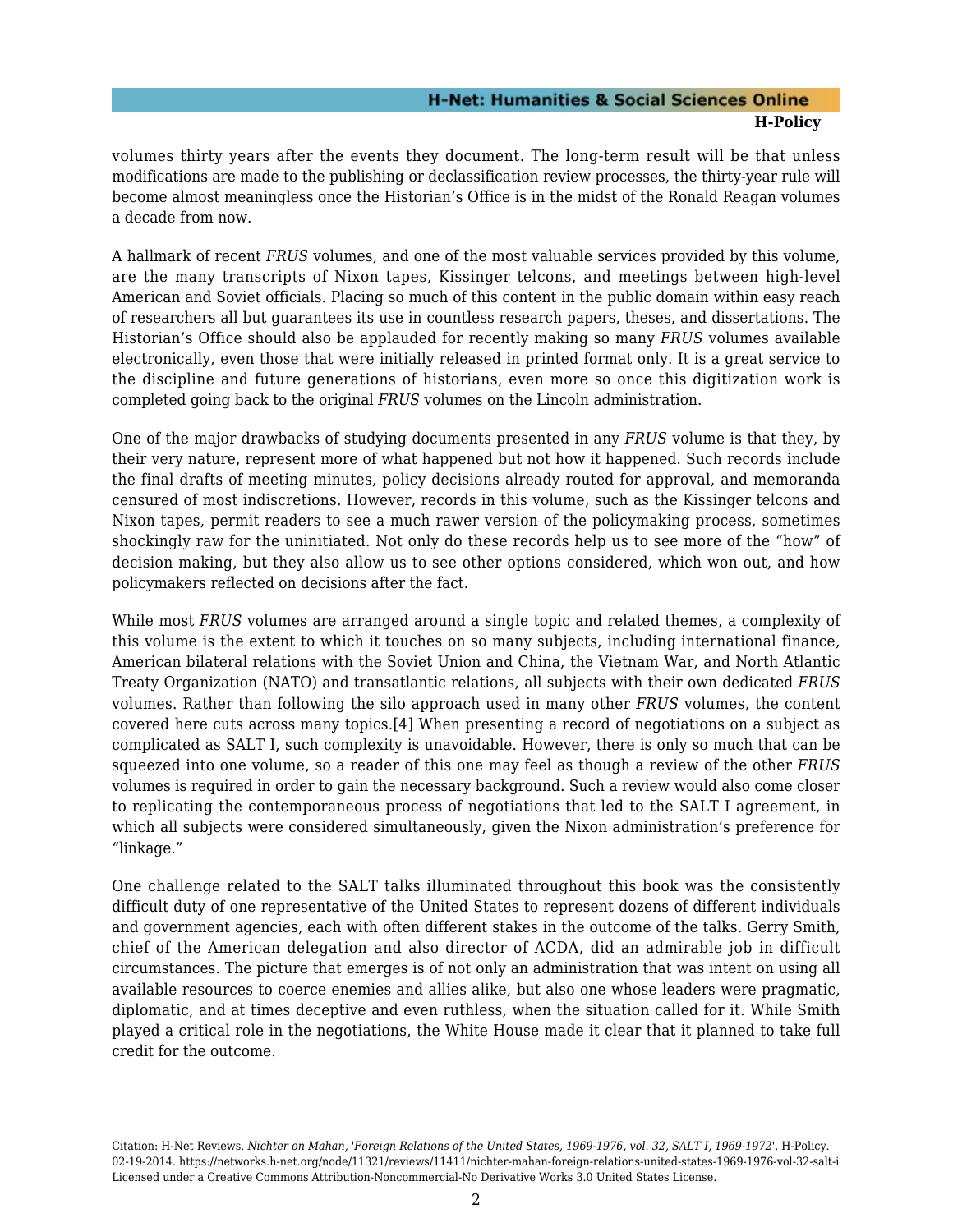volumes thirty years after the events they document. The long-term result will be that unless modifications are made to the publishing or declassification review processes, the thirty-year rule will become almost meaningless once the Historian's Office is in the midst of the Ronald Reagan volumes a decade from now.

A hallmark of recent *FRUS* volumes, and one of the most valuable services provided by this volume, are the many transcripts of Nixon tapes, Kissinger telcons, and meetings between high-level American and Soviet officials. Placing so much of this content in the public domain within easy reach of researchers all but guarantees its use in countless research papers, theses, and dissertations. The Historian's Office should also be applauded for recently making so many *FRUS* volumes available electronically, even those that were initially released in printed format only. It is a great service to the discipline and future generations of historians, even more so once this digitization work is completed going back to the original *FRUS* volumes on the Lincoln administration.

One of the major drawbacks of studying documents presented in any *FRUS* volume is that they, by their very nature, represent more of what happened but not how it happened. Such records include the final drafts of meeting minutes, policy decisions already routed for approval, and memoranda censured of most indiscretions. However, records in this volume, such as the Kissinger telcons and Nixon tapes, permit readers to see a much rawer version of the policymaking process, sometimes shockingly raw for the uninitiated. Not only do these records help us to see more of the "how" of decision making, but they also allow us to see other options considered, which won out, and how policymakers reflected on decisions after the fact.

While most *FRUS* volumes are arranged around a single topic and related themes, a complexity of this volume is the extent to which it touches on so many subjects, including international finance, American bilateral relations with the Soviet Union and China, the Vietnam War, and North Atlantic Treaty Organization (NATO) and transatlantic relations, all subjects with their own dedicated *FRUS* volumes. Rather than following the silo approach used in many other *FRUS* volumes, the content covered here cuts across many topics.[4] When presenting a record of negotiations on a subject as complicated as SALT I, such complexity is unavoidable. However, there is only so much that can be squeezed into one volume, so a reader of this one may feel as though a review of the other *FRUS* volumes is required in order to gain the necessary background. Such a review would also come closer to replicating the contemporaneous process of negotiations that led to the SALT I agreement, in which all subjects were considered simultaneously, given the Nixon administration's preference for "linkage."

One challenge related to the SALT talks illuminated throughout this book was the consistently difficult duty of one representative of the United States to represent dozens of different individuals and government agencies, each with often different stakes in the outcome of the talks. Gerry Smith, chief of the American delegation and also director of ACDA, did an admirable job in difficult circumstances. The picture that emerges is of not only an administration that was intent on using all available resources to coerce enemies and allies alike, but also one whose leaders were pragmatic, diplomatic, and at times deceptive and even ruthless, when the situation called for it. While Smith played a critical role in the negotiations, the White House made it clear that it planned to take full credit for the outcome.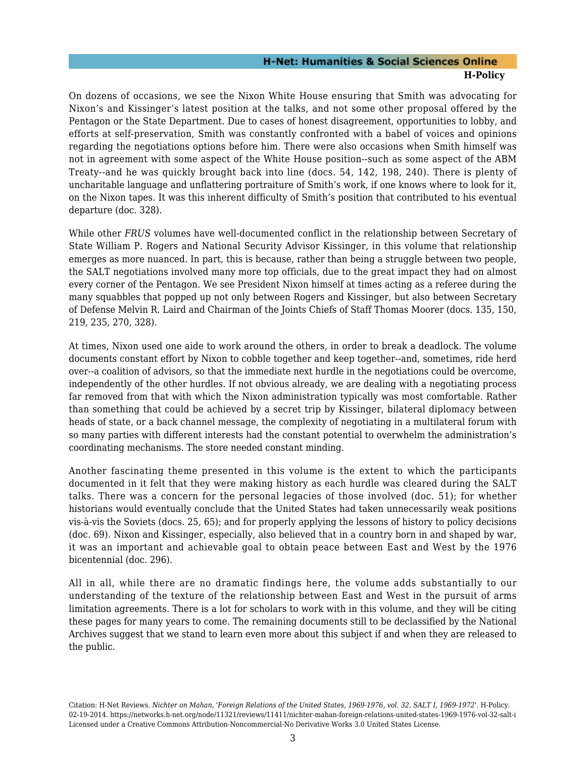On dozens of occasions, we see the Nixon White House ensuring that Smith was advocating for Nixon's and Kissinger's latest position at the talks, and not some other proposal offered by the Pentagon or the State Department. Due to cases of honest disagreement, opportunities to lobby, and efforts at self-preservation, Smith was constantly confronted with a babel of voices and opinions regarding the negotiations options before him. There were also occasions when Smith himself was not in agreement with some aspect of the White House position--such as some aspect of the ABM Treaty--and he was quickly brought back into line (docs. 54, 142, 198, 240). There is plenty of uncharitable language and unflattering portraiture of Smith's work, if one knows where to look for it, on the Nixon tapes. It was this inherent difficulty of Smith's position that contributed to his eventual departure (doc. 328).

While other *FRUS* volumes have well-documented conflict in the relationship between Secretary of State William P. Rogers and National Security Advisor Kissinger, in this volume that relationship emerges as more nuanced. In part, this is because, rather than being a struggle between two people, the SALT negotiations involved many more top officials, due to the great impact they had on almost every corner of the Pentagon. We see President Nixon himself at times acting as a referee during the many squabbles that popped up not only between Rogers and Kissinger, but also between Secretary of Defense Melvin R. Laird and Chairman of the Joints Chiefs of Staff Thomas Moorer (docs. 135, 150, 219, 235, 270, 328).

At times, Nixon used one aide to work around the others, in order to break a deadlock. The volume documents constant effort by Nixon to cobble together and keep together--and, sometimes, ride herd over--a coalition of advisors, so that the immediate next hurdle in the negotiations could be overcome, independently of the other hurdles. If not obvious already, we are dealing with a negotiating process far removed from that with which the Nixon administration typically was most comfortable. Rather than something that could be achieved by a secret trip by Kissinger, bilateral diplomacy between heads of state, or a back channel message, the complexity of negotiating in a multilateral forum with so many parties with different interests had the constant potential to overwhelm the administration's coordinating mechanisms. The store needed constant minding.

Another fascinating theme presented in this volume is the extent to which the participants documented in it felt that they were making history as each hurdle was cleared during the SALT talks. There was a concern for the personal legacies of those involved (doc. 51); for whether historians would eventually conclude that the United States had taken unnecessarily weak positions vis-à-vis the Soviets (docs. 25, 65); and for properly applying the lessons of history to policy decisions (doc. 69). Nixon and Kissinger, especially, also believed that in a country born in and shaped by war, it was an important and achievable goal to obtain peace between East and West by the 1976 bicentennial (doc. 296).

All in all, while there are no dramatic findings here, the volume adds substantially to our understanding of the texture of the relationship between East and West in the pursuit of arms limitation agreements. There is a lot for scholars to work with in this volume, and they will be citing these pages for many years to come. The remaining documents still to be declassified by the National Archives suggest that we stand to learn even more about this subject if and when they are released to the public.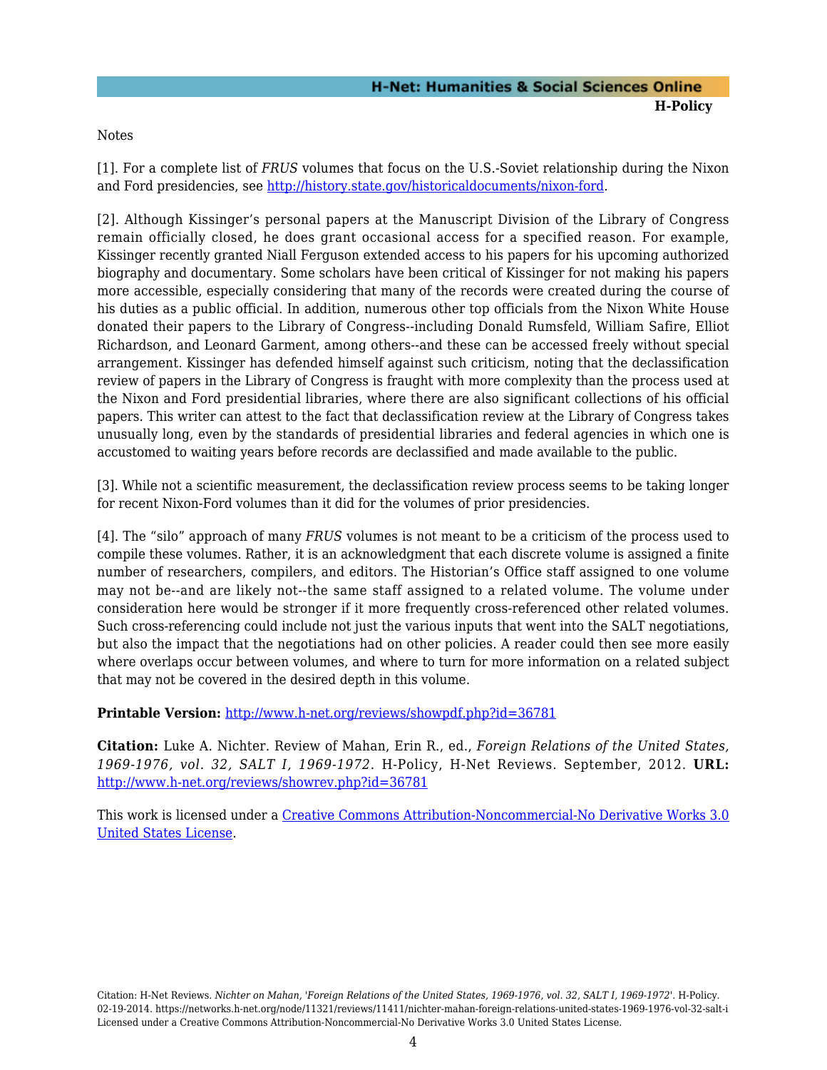Notes

[1]. For a complete list of *FRUS* volumes that focus on the U.S.-Soviet relationship during the Nixon and Ford presidencies, see http://history.state.gov/historicaldocuments/nixon-ford.

[2]. Although Kissinger's personal papers at the Manuscript Division of the Library of Congress remain officially closed, he does grant occasional access for a specified reason. For example, Kissinger recently granted Niall Ferguson extended access to his papers for his upcoming authorized biography and documentary. Some scholars have been critical of Kissinger for not making his papers more accessible, especially considering that many of the records were created during the course of his duties as a public official. In addition, numerous other top officials from the Nixon White House donated their papers to the Library of Congress--including Donald Rumsfeld, William Safire, Elliot Richardson, and Leonard Garment, among others--and these can be accessed freely without special arrangement. Kissinger has defended himself against such criticism, noting that the declassification review of papers in the Library of Congress is fraught with more complexity than the process used at the Nixon and Ford presidential libraries, where there are also significant collections of his official papers. This writer can attest to the fact that declassification review at the Library of Congress takes unusually long, even by the standards of presidential libraries and federal agencies in which one is accustomed to waiting years before records are declassified and made available to the public.

[3]. While not a scientific measurement, the declassification review process seems to be taking longer for recent Nixon-Ford volumes than it did for the volumes of prior presidencies.

[4]. The "silo" approach of many *FRUS* volumes is not meant to be a criticism of the process used to compile these volumes. Rather, it is an acknowledgment that each discrete volume is assigned a finite number of researchers, compilers, and editors. The Historian's Office staff assigned to one volume may not be--and are likely not--the same staff assigned to a related volume. The volume under consideration here would be stronger if it more frequently cross-referenced other related volumes. Such cross-referencing could include not just the various inputs that went into the SALT negotiations, but also the impact that the negotiations had on other policies. A reader could then see more easily where overlaps occur between volumes, and where to turn for more information on a related subject that may not be covered in the desired depth in this volume.

**Printable Version:** http://www.h-net.org/reviews/showpdf.php?id=36781

**Citation:** Luke A. Nichter. Review of Mahan, Erin R., ed., *Foreign Relations of the United States, 1969-1976, vol. 32, SALT I, 1969-1972*. H-Policy, H-Net Reviews. September, 2012. **URL:** http://www.h-net.org/reviews/showrev.php?id=36781

This work is licensed under a Creative Commons Attribution-Noncommercial-No Derivative Works 3.0 United States License.